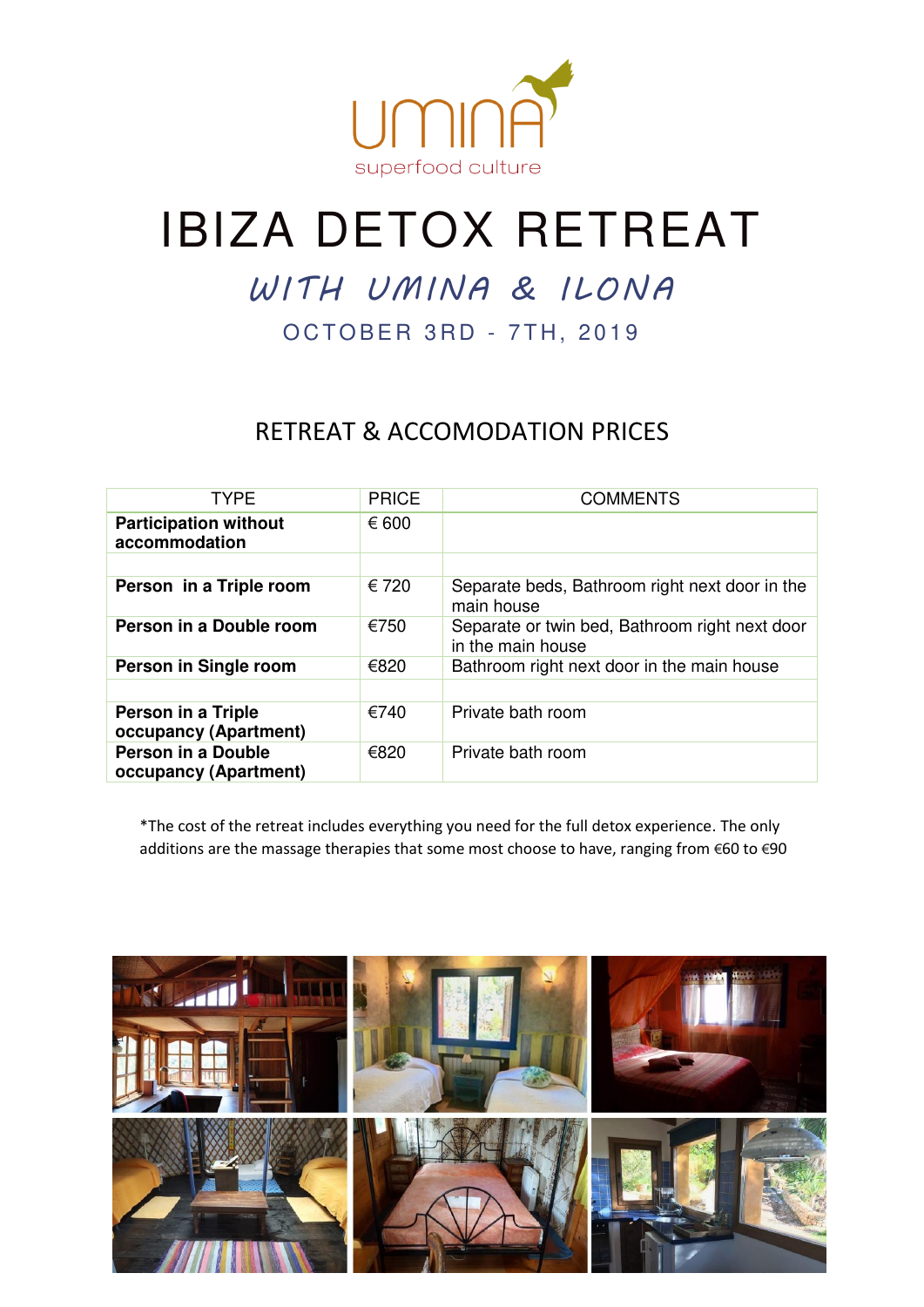umina
superfood culture

# IBIZA DETOX RETREAT

## WITH UMINA & ILONA

OCTOBER 3RD - 7TH, 2019

## RETREAT & ACCOMODATION PRICES

| TYPE | PRICE | COMMENTS |
|---|---|---|
| **Participation without accommodation** | € 600 | |
| | | |
| **Person in a Triple room** | € 720 | Separate beds, Bathroom right next door in the main house |
| **Person in a Double room** | €750 | Separate or twin bed, Bathroom right next door in the main house |
| **Person in Single room** | €820 | Bathroom right next door in the main house |
| | | |
| **Person in a Triple occupancy (Apartment)** | €740 | Private bath room |
| **Person in a Double occupancy (Apartment)** | €820 | Private bath room |

*The cost of the retreat includes everything you need for the full detox experience. The only additions are the massage therapies that some most choose to have, ranging from €60 to €90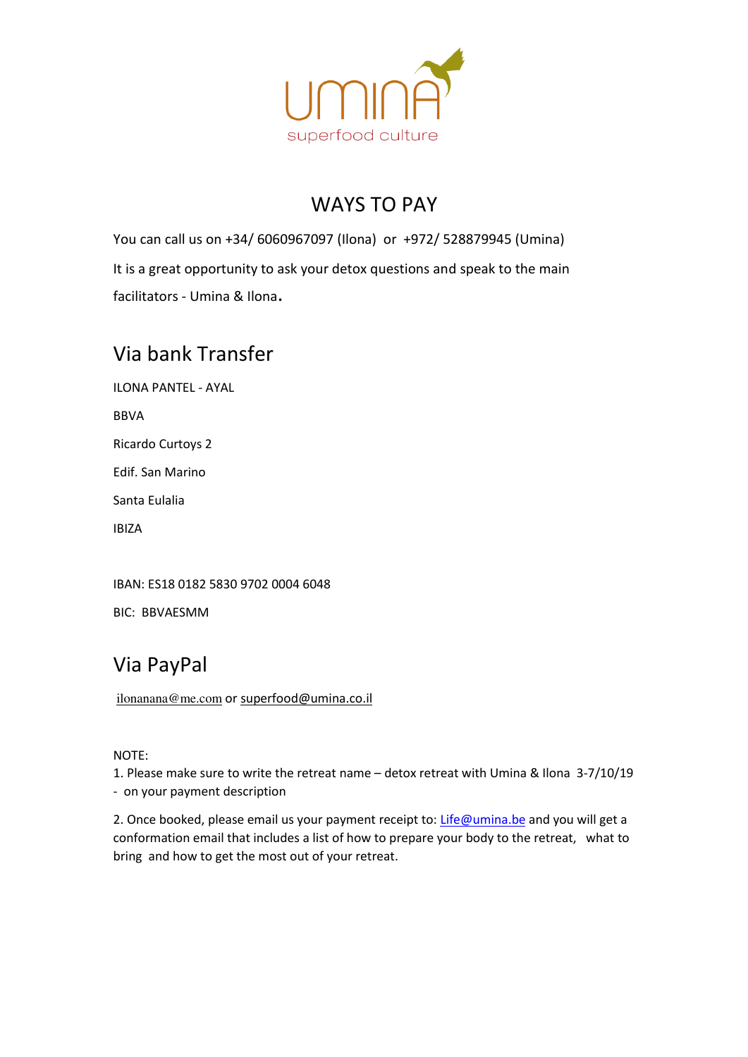# WAYS TO PAY

You can call us on +34/ 6060967097 (Ilona) or +972/ 528879945 (Umina)

It is a great opportunity to ask your detox questions and speak to the main facilitators - Umina & Ilona.

## Via bank Transfer

ILONA PANTEL - AYAL

BBVA

Ricardo Curtoys 2

Edif. San Marino

Santa Eulalia

IBIZA

IBAN: ES18 0182 5830 9702 0004 6048

BIC: BBVAESMM

## Via PayPal

ilonanana@me.com or superfood@umina.co.il

NOTE:

1. Please make sure to write the retreat name – detox retreat with Umina & Ilona 3-7/10/19 - on your payment description

2. Once booked, please email us your payment receipt to: Life@umina.be and you will get a conformation email that includes a list of how to prepare your body to the retreat, what to bring and how to get the most out of your retreat.